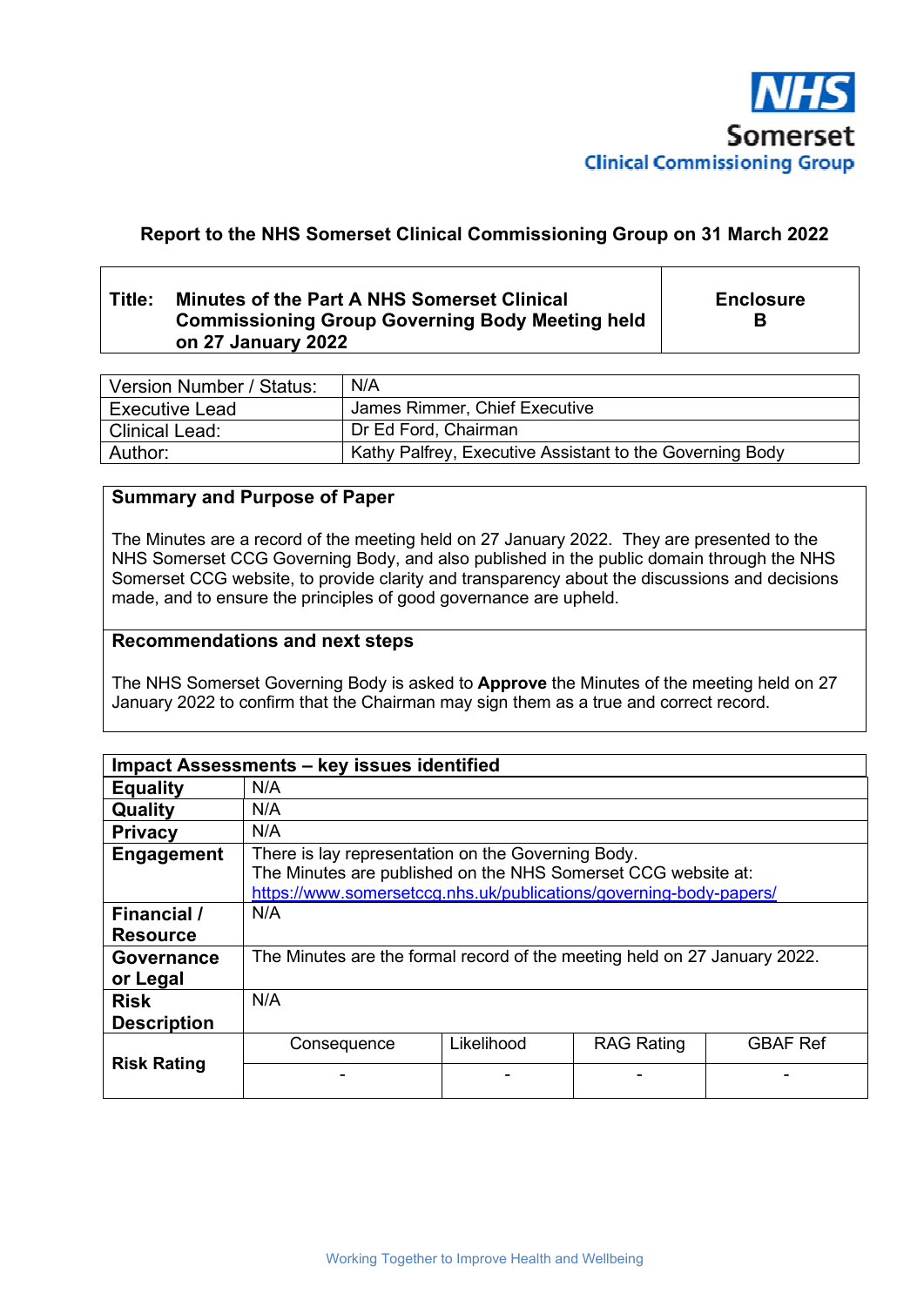NHS
Somerset
Clinical Commissioning Group

**Report to the NHS Somerset Clinical Commissioning Group on 31 March 2022**

| **Title:** **Minutes of the Part A NHS Somerset Clinical Commissioning Group Governing Body Meeting held on 27 January 2022** | **Enclosure B** |
|---|---|

| | |
|---|---|
| Version Number / Status: | N/A |
| Executive Lead | James Rimmer, Chief Executive |
| Clinical Lead: | Dr Ed Ford, Chairman |
| Author: | Kathy Palfrey, Executive Assistant to the Governing Body |

**Summary and Purpose of Paper**

The Minutes are a record of the meeting held on 27 January 2022. They are presented to the NHS Somerset CCG Governing Body, and also published in the public domain through the NHS Somerset CCG website, to provide clarity and transparency about the discussions and decisions made, and to ensure the principles of good governance are upheld.

**Recommendations and next steps**

The NHS Somerset Governing Body is asked to **Approve** the Minutes of the meeting held on 27 January 2022 to confirm that the Chairman may sign them as a true and correct record.

| **Impact Assessments – key issues identified** | | | | |
|---|---|---|---|---|
| **Equality** | N/A | | | |
| **Quality** | N/A | | | |
| **Privacy** | N/A | | | |
| **Engagement** | There is lay representation on the Governing Body. The Minutes are published on the NHS Somerset CCG website at: https://www.somersetccg.nhs.uk/publications/governing-body-papers/ | | | |
| **Financial / Resource** | N/A | | | |
| **Governance or Legal** | The Minutes are the formal record of the meeting held on 27 January 2022. | | | |
| **Risk Description** | N/A | | | |
| **Risk Rating** | Consequence | Likelihood | RAG Rating | GBAF Ref |
| | - | - | - | - |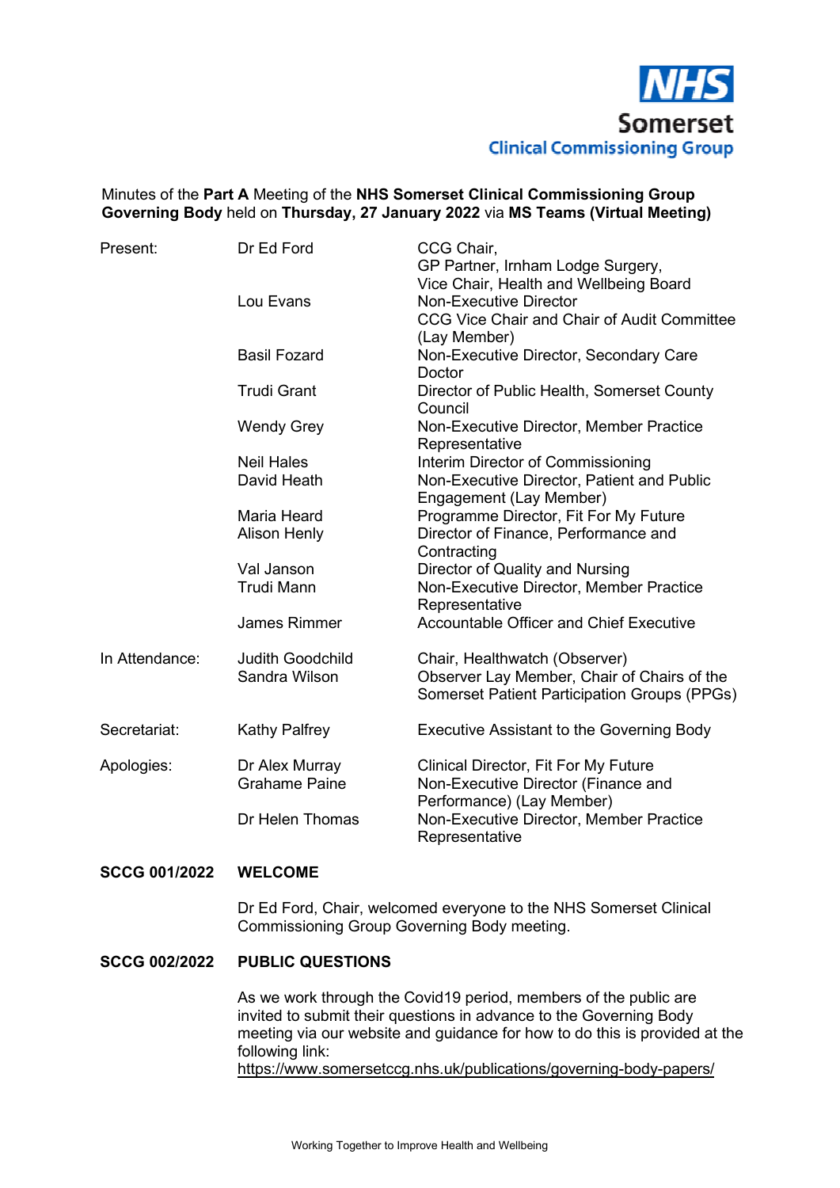NHS Somerset Clinical Commissioning Group

Minutes of the **Part A** Meeting of the **NHS Somerset Clinical Commissioning Group Governing Body** held on **Thursday, 27 January 2022** via **MS Teams (Virtual Meeting)**

| | | |
|---|---|---|
| Present: | Dr Ed Ford | CCG Chair, GP Partner, Irnham Lodge Surgery, Vice Chair, Health and Wellbeing Board |
| | Lou Evans | Non-Executive Director CCG Vice Chair and Chair of Audit Committee (Lay Member) |
| | Basil Fozard | Non-Executive Director, Secondary Care Doctor |
| | Trudi Grant | Director of Public Health, Somerset County Council |
| | Wendy Grey | Non-Executive Director, Member Practice Representative |
| | Neil Hales | Interim Director of Commissioning |
| | David Heath | Non-Executive Director, Patient and Public Engagement (Lay Member) |
| | Maria Heard | Programme Director, Fit For My Future |
| | Alison Henly | Director of Finance, Performance and Contracting |
| | Val Janson | Director of Quality and Nursing |
| | Trudi Mann | Non-Executive Director, Member Practice Representative |
| | James Rimmer | Accountable Officer and Chief Executive |
| In Attendance: | Judith Goodchild | Chair, Healthwatch (Observer) |
| | Sandra Wilson | Observer Lay Member, Chair of Chairs of the Somerset Patient Participation Groups (PPGs) |
| Secretariat: | Kathy Palfrey | Executive Assistant to the Governing Body |
| Apologies: | Dr Alex Murray | Clinical Director, Fit For My Future |
| | Grahame Paine | Non-Executive Director (Finance and Performance) (Lay Member) |
| | Dr Helen Thomas | Non-Executive Director, Member Practice Representative |

**SCCG 001/2022 WELCOME**

Dr Ed Ford, Chair, welcomed everyone to the NHS Somerset Clinical Commissioning Group Governing Body meeting.

**SCCG 002/2022 PUBLIC QUESTIONS**

As we work through the Covid19 period, members of the public are invited to submit their questions in advance to the Governing Body meeting via our website and guidance for how to do this is provided at the following link:
https://www.somersetccg.nhs.uk/publications/governing-body-papers/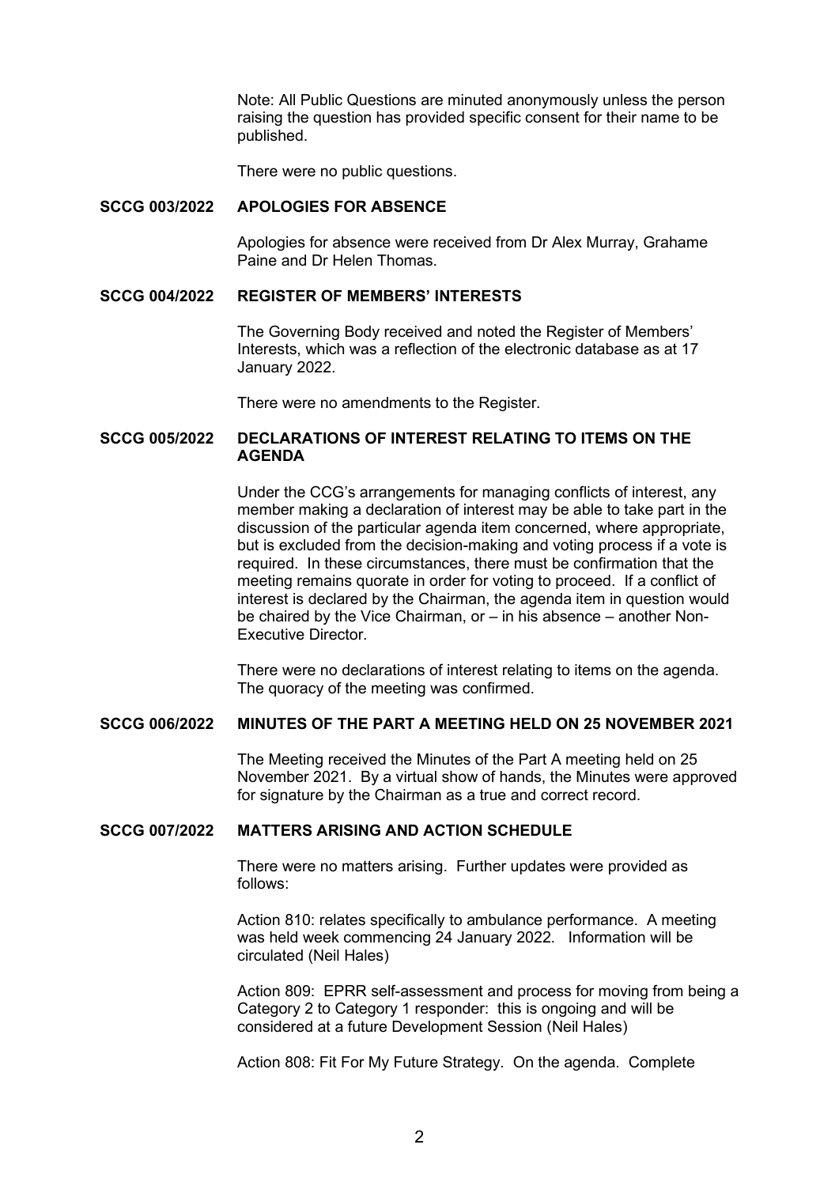Note: All Public Questions are minuted anonymously unless the person raising the question has provided specific consent for their name to be published.

There were no public questions.

## SCCG 003/2022 APOLOGIES FOR ABSENCE

Apologies for absence were received from Dr Alex Murray, Grahame Paine and Dr Helen Thomas.

## SCCG 004/2022 REGISTER OF MEMBERS' INTERESTS

The Governing Body received and noted the Register of Members' Interests, which was a reflection of the electronic database as at 17 January 2022.

There were no amendments to the Register.

## SCCG 005/2022 DECLARATIONS OF INTEREST RELATING TO ITEMS ON THE AGENDA

Under the CCG's arrangements for managing conflicts of interest, any member making a declaration of interest may be able to take part in the discussion of the particular agenda item concerned, where appropriate, but is excluded from the decision-making and voting process if a vote is required. In these circumstances, there must be confirmation that the meeting remains quorate in order for voting to proceed. If a conflict of interest is declared by the Chairman, the agenda item in question would be chaired by the Vice Chairman, or – in his absence – another Non-Executive Director.

There were no declarations of interest relating to items on the agenda. The quoracy of the meeting was confirmed.

## SCCG 006/2022 MINUTES OF THE PART A MEETING HELD ON 25 NOVEMBER 2021

The Meeting received the Minutes of the Part A meeting held on 25 November 2021. By a virtual show of hands, the Minutes were approved for signature by the Chairman as a true and correct record.

## SCCG 007/2022 MATTERS ARISING AND ACTION SCHEDULE

There were no matters arising. Further updates were provided as follows:

Action 810: relates specifically to ambulance performance. A meeting was held week commencing 24 January 2022. Information will be circulated (Neil Hales)

Action 809: EPRR self-assessment and process for moving from being a Category 2 to Category 1 responder: this is ongoing and will be considered at a future Development Session (Neil Hales)

Action 808: Fit For My Future Strategy. On the agenda. Complete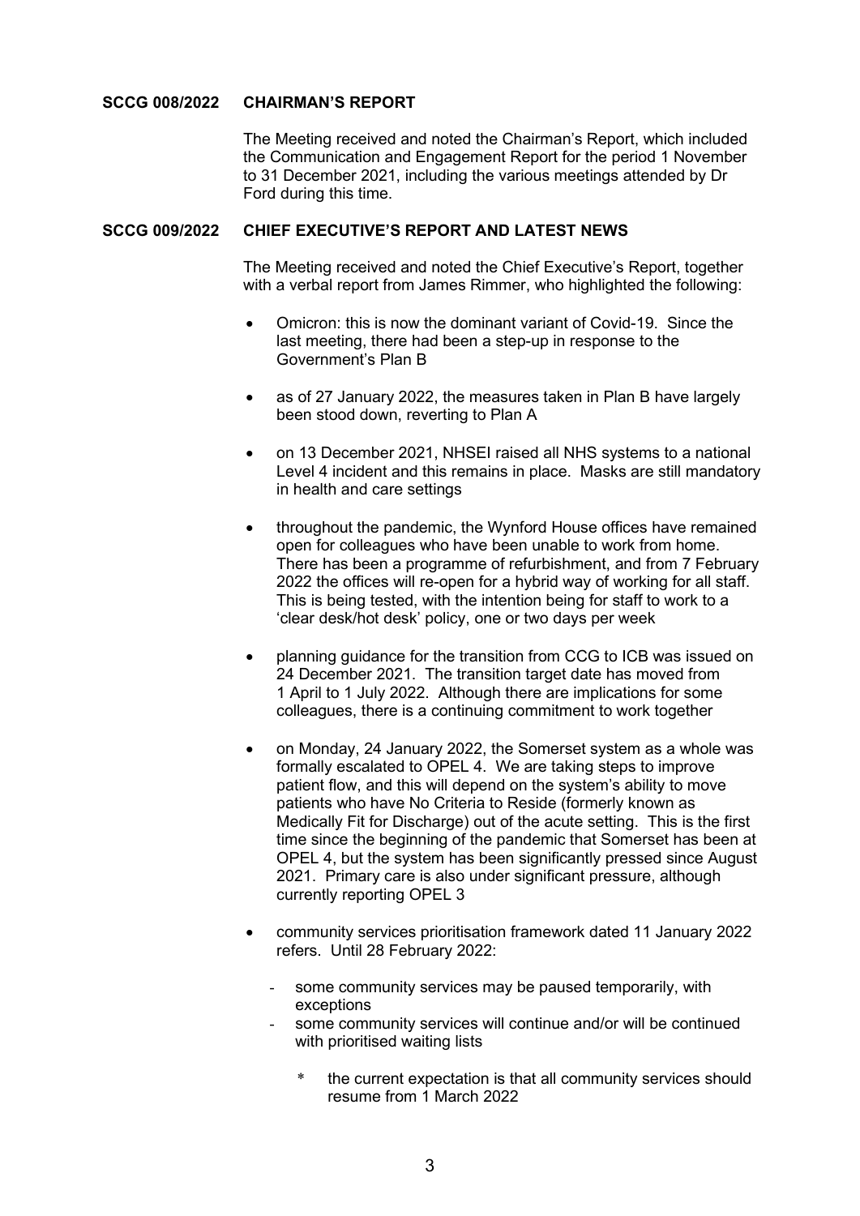**SCCG 008/2022 CHAIRMAN'S REPORT**

The Meeting received and noted the Chairman's Report, which included the Communication and Engagement Report for the period 1 November to 31 December 2021, including the various meetings attended by Dr Ford during this time.

**SCCG 009/2022 CHIEF EXECUTIVE'S REPORT AND LATEST NEWS**

The Meeting received and noted the Chief Executive's Report, together with a verbal report from James Rimmer, who highlighted the following:

- Omicron: this is now the dominant variant of Covid-19. Since the last meeting, there had been a step-up in response to the Government's Plan B

- as of 27 January 2022, the measures taken in Plan B have largely been stood down, reverting to Plan A

- on 13 December 2021, NHSEI raised all NHS systems to a national Level 4 incident and this remains in place. Masks are still mandatory in health and care settings

- throughout the pandemic, the Wynford House offices have remained open for colleagues who have been unable to work from home. There has been a programme of refurbishment, and from 7 February 2022 the offices will re-open for a hybrid way of working for all staff. This is being tested, with the intention being for staff to work to a 'clear desk/hot desk' policy, one or two days per week

- planning guidance for the transition from CCG to ICB was issued on 24 December 2021. The transition target date has moved from 1 April to 1 July 2022. Although there are implications for some colleagues, there is a continuing commitment to work together

- on Monday, 24 January 2022, the Somerset system as a whole was formally escalated to OPEL 4. We are taking steps to improve patient flow, and this will depend on the system's ability to move patients who have No Criteria to Reside (formerly known as Medically Fit for Discharge) out of the acute setting. This is the first time since the beginning of the pandemic that Somerset has been at OPEL 4, but the system has been significantly pressed since August 2021. Primary care is also under significant pressure, although currently reporting OPEL 3

- community services prioritisation framework dated 11 January 2022 refers. Until 28 February 2022:
  - some community services may be paused temporarily, with exceptions
  - some community services will continue and/or will be continued with prioritised waiting lists
    - the current expectation is that all community services should resume from 1 March 2022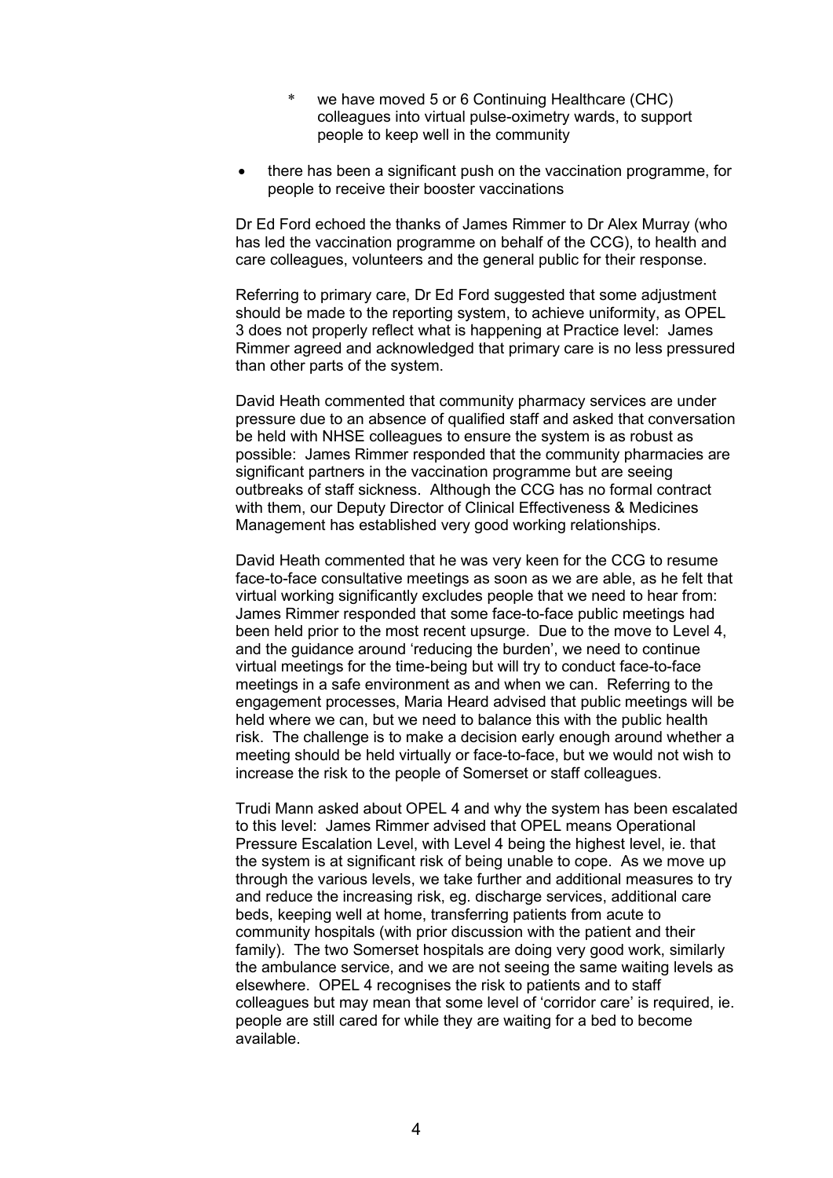* we have moved 5 or 6 Continuing Healthcare (CHC) colleagues into virtual pulse-oximetry wards, to support people to keep well in the community

- there has been a significant push on the vaccination programme, for people to receive their booster vaccinations

Dr Ed Ford echoed the thanks of James Rimmer to Dr Alex Murray (who has led the vaccination programme on behalf of the CCG), to health and care colleagues, volunteers and the general public for their response.

Referring to primary care, Dr Ed Ford suggested that some adjustment should be made to the reporting system, to achieve uniformity, as OPEL 3 does not properly reflect what is happening at Practice level: James Rimmer agreed and acknowledged that primary care is no less pressured than other parts of the system.

David Heath commented that community pharmacy services are under pressure due to an absence of qualified staff and asked that conversation be held with NHSE colleagues to ensure the system is as robust as possible: James Rimmer responded that the community pharmacies are significant partners in the vaccination programme but are seeing outbreaks of staff sickness. Although the CCG has no formal contract with them, our Deputy Director of Clinical Effectiveness & Medicines Management has established very good working relationships.

David Heath commented that he was very keen for the CCG to resume face-to-face consultative meetings as soon as we are able, as he felt that virtual working significantly excludes people that we need to hear from: James Rimmer responded that some face-to-face public meetings had been held prior to the most recent upsurge. Due to the move to Level 4, and the guidance around 'reducing the burden', we need to continue virtual meetings for the time-being but will try to conduct face-to-face meetings in a safe environment as and when we can. Referring to the engagement processes, Maria Heard advised that public meetings will be held where we can, but we need to balance this with the public health risk. The challenge is to make a decision early enough around whether a meeting should be held virtually or face-to-face, but we would not wish to increase the risk to the people of Somerset or staff colleagues.

Trudi Mann asked about OPEL 4 and why the system has been escalated to this level: James Rimmer advised that OPEL means Operational Pressure Escalation Level, with Level 4 being the highest level, ie. that the system is at significant risk of being unable to cope. As we move up through the various levels, we take further and additional measures to try and reduce the increasing risk, eg. discharge services, additional care beds, keeping well at home, transferring patients from acute to community hospitals (with prior discussion with the patient and their family). The two Somerset hospitals are doing very good work, similarly the ambulance service, and we are not seeing the same waiting levels as elsewhere. OPEL 4 recognises the risk to patients and to staff colleagues but may mean that some level of 'corridor care' is required, ie. people are still cared for while they are waiting for a bed to become available.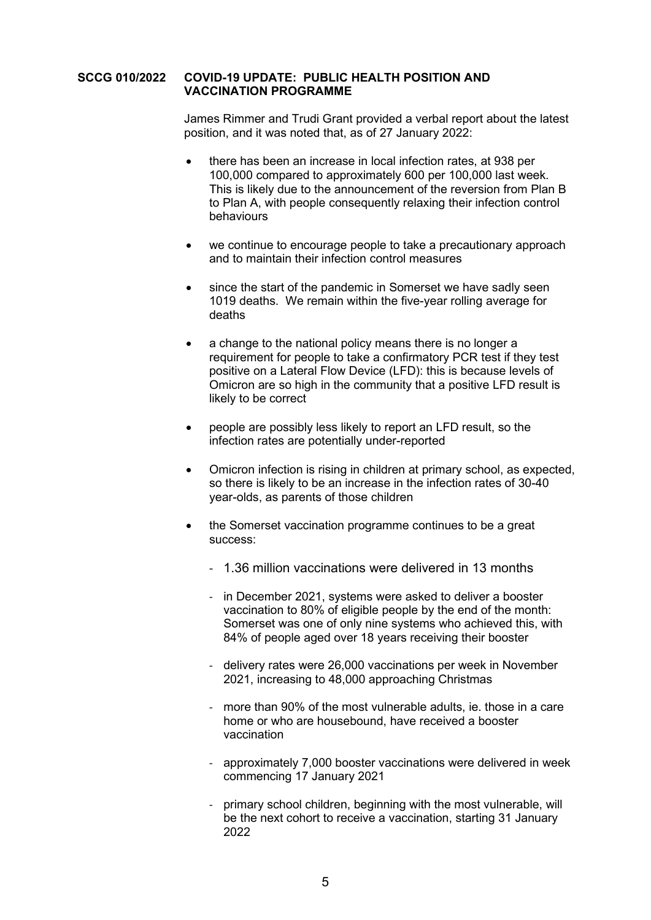**SCCG 010/2022 COVID-19 UPDATE: PUBLIC HEALTH POSITION AND VACCINATION PROGRAMME**

James Rimmer and Trudi Grant provided a verbal report about the latest position, and it was noted that, as of 27 January 2022:

- there has been an increase in local infection rates, at 938 per 100,000 compared to approximately 600 per 100,000 last week. This is likely due to the announcement of the reversion from Plan B to Plan A, with people consequently relaxing their infection control behaviours

- we continue to encourage people to take a precautionary approach and to maintain their infection control measures

- since the start of the pandemic in Somerset we have sadly seen 1019 deaths. We remain within the five-year rolling average for deaths

- a change to the national policy means there is no longer a requirement for people to take a confirmatory PCR test if they test positive on a Lateral Flow Device (LFD): this is because levels of Omicron are so high in the community that a positive LFD result is likely to be correct

- people are possibly less likely to report an LFD result, so the infection rates are potentially under-reported

- Omicron infection is rising in children at primary school, as expected, so there is likely to be an increase in the infection rates of 30-40 year-olds, as parents of those children

- the Somerset vaccination programme continues to be a great success:

  - 1.36 million vaccinations were delivered in 13 months

  - in December 2021, systems were asked to deliver a booster vaccination to 80% of eligible people by the end of the month: Somerset was one of only nine systems who achieved this, with 84% of people aged over 18 years receiving their booster

  - delivery rates were 26,000 vaccinations per week in November 2021, increasing to 48,000 approaching Christmas

  - more than 90% of the most vulnerable adults, ie. those in a care home or who are housebound, have received a booster vaccination

  - approximately 7,000 booster vaccinations were delivered in week commencing 17 January 2021

  - primary school children, beginning with the most vulnerable, will be the next cohort to receive a vaccination, starting 31 January 2022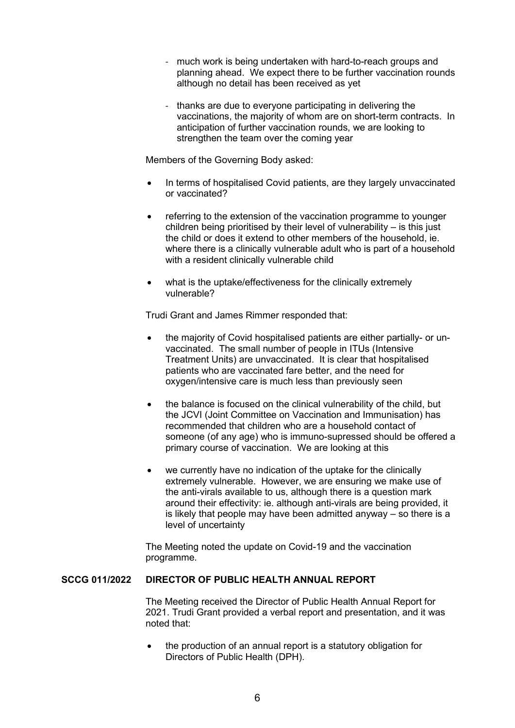- much work is being undertaken with hard-to-reach groups and planning ahead. We expect there to be further vaccination rounds although no detail has been received as yet

- thanks are due to everyone participating in delivering the vaccinations, the majority of whom are on short-term contracts. In anticipation of further vaccination rounds, we are looking to strengthen the team over the coming year

Members of the Governing Body asked:

- In terms of hospitalised Covid patients, are they largely unvaccinated or vaccinated?

- referring to the extension of the vaccination programme to younger children being prioritised by their level of vulnerability – is this just the child or does it extend to other members of the household, ie. where there is a clinically vulnerable adult who is part of a household with a resident clinically vulnerable child

- what is the uptake/effectiveness for the clinically extremely vulnerable?

Trudi Grant and James Rimmer responded that:

- the majority of Covid hospitalised patients are either partially- or un-vaccinated. The small number of people in ITUs (Intensive Treatment Units) are unvaccinated. It is clear that hospitalised patients who are vaccinated fare better, and the need for oxygen/intensive care is much less than previously seen

- the balance is focused on the clinical vulnerability of the child, but the JCVI (Joint Committee on Vaccination and Immunisation) has recommended that children who are a household contact of someone (of any age) who is immuno-supressed should be offered a primary course of vaccination. We are looking at this

- we currently have no indication of the uptake for the clinically extremely vulnerable. However, we are ensuring we make use of the anti-virals available to us, although there is a question mark around their effectivity: ie. although anti-virals are being provided, it is likely that people may have been admitted anyway – so there is a level of uncertainty

The Meeting noted the update on Covid-19 and the vaccination programme.

## SCCG 011/2022 DIRECTOR OF PUBLIC HEALTH ANNUAL REPORT

The Meeting received the Director of Public Health Annual Report for 2021. Trudi Grant provided a verbal report and presentation, and it was noted that:

- the production of an annual report is a statutory obligation for Directors of Public Health (DPH).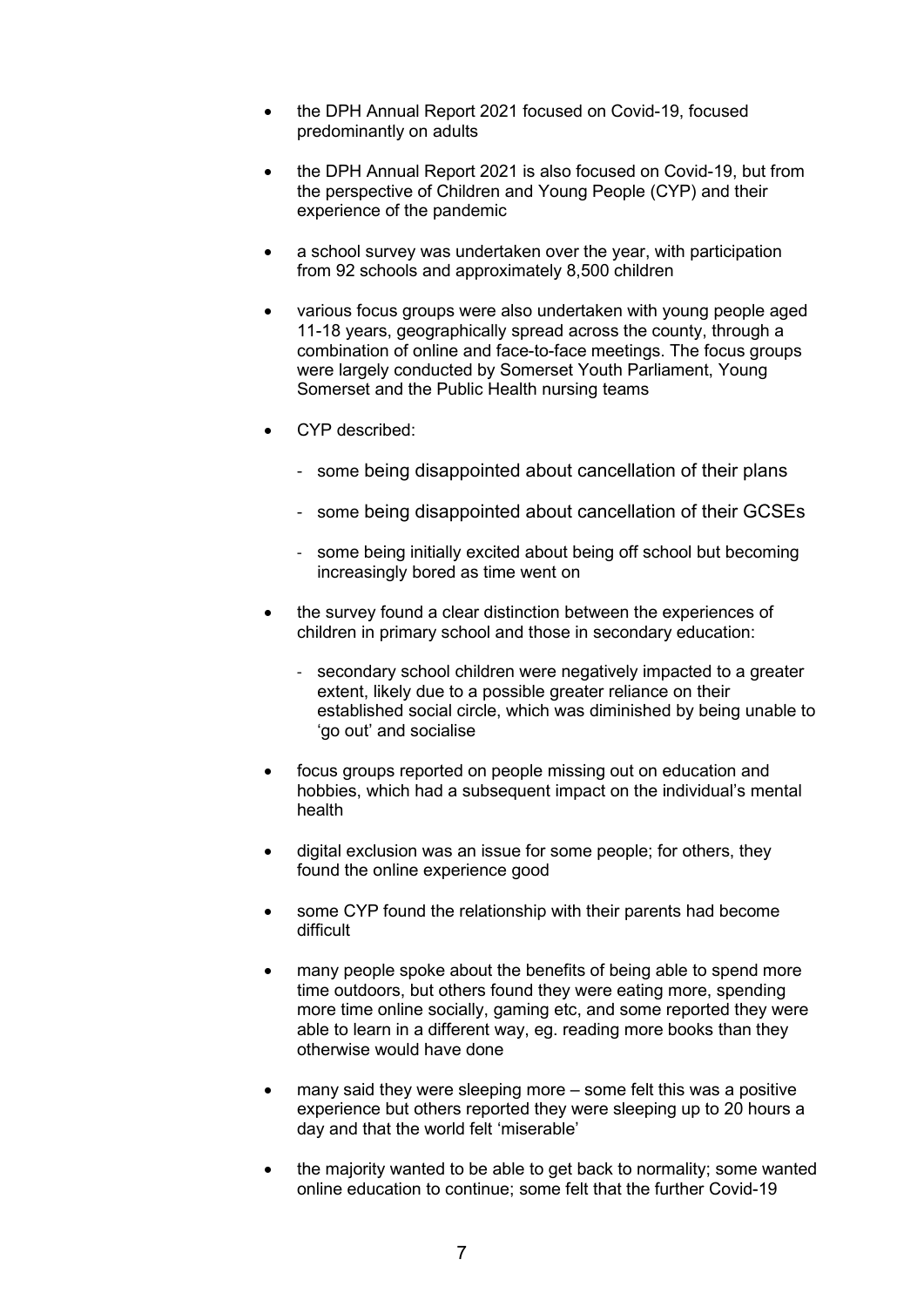- the DPH Annual Report 2021 focused on Covid-19, focused predominantly on adults

- the DPH Annual Report 2021 is also focused on Covid-19, but from the perspective of Children and Young People (CYP) and their experience of the pandemic

- a school survey was undertaken over the year, with participation from 92 schools and approximately 8,500 children

- various focus groups were also undertaken with young people aged 11-18 years, geographically spread across the county, through a combination of online and face-to-face meetings. The focus groups were largely conducted by Somerset Youth Parliament, Young Somerset and the Public Health nursing teams

- CYP described:

  - some being disappointed about cancellation of their plans

  - some being disappointed about cancellation of their GCSEs

  - some being initially excited about being off school but becoming increasingly bored as time went on

- the survey found a clear distinction between the experiences of children in primary school and those in secondary education:

  - secondary school children were negatively impacted to a greater extent, likely due to a possible greater reliance on their established social circle, which was diminished by being unable to 'go out' and socialise

- focus groups reported on people missing out on education and hobbies, which had a subsequent impact on the individual's mental health

- digital exclusion was an issue for some people; for others, they found the online experience good

- some CYP found the relationship with their parents had become difficult

- many people spoke about the benefits of being able to spend more time outdoors, but others found they were eating more, spending more time online socially, gaming etc, and some reported they were able to learn in a different way, eg. reading more books than they otherwise would have done

- many said they were sleeping more – some felt this was a positive experience but others reported they were sleeping up to 20 hours a day and that the world felt 'miserable'

- the majority wanted to be able to get back to normality; some wanted online education to continue; some felt that the further Covid-19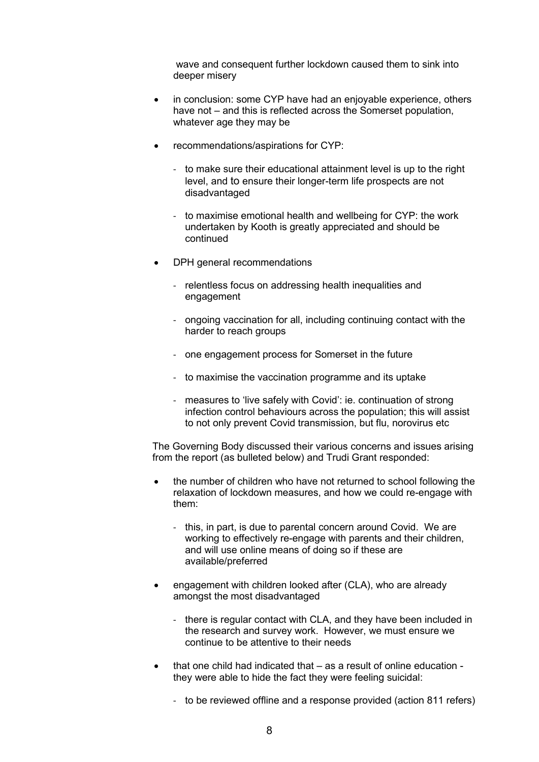wave and consequent further lockdown caused them to sink into deeper misery

- in conclusion: some CYP have had an enjoyable experience, others have not – and this is reflected across the Somerset population, whatever age they may be

- recommendations/aspirations for CYP:

  - to make sure their educational attainment level is up to the right level, and to ensure their longer-term life prospects are not disadvantaged

  - to maximise emotional health and wellbeing for CYP: the work undertaken by Kooth is greatly appreciated and should be continued

- DPH general recommendations

  - relentless focus on addressing health inequalities and engagement

  - ongoing vaccination for all, including continuing contact with the harder to reach groups

  - one engagement process for Somerset in the future

  - to maximise the vaccination programme and its uptake

  - measures to 'live safely with Covid': ie. continuation of strong infection control behaviours across the population; this will assist to not only prevent Covid transmission, but flu, norovirus etc

The Governing Body discussed their various concerns and issues arising from the report (as bulleted below) and Trudi Grant responded:

- the number of children who have not returned to school following the relaxation of lockdown measures, and how we could re-engage with them:

  - this, in part, is due to parental concern around Covid. We are working to effectively re-engage with parents and their children, and will use online means of doing so if these are available/preferred

- engagement with children looked after (CLA), who are already amongst the most disadvantaged

  - there is regular contact with CLA, and they have been included in the research and survey work. However, we must ensure we continue to be attentive to their needs

- that one child had indicated that – as a result of online education - they were able to hide the fact they were feeling suicidal:

  - to be reviewed offline and a response provided (action 811 refers)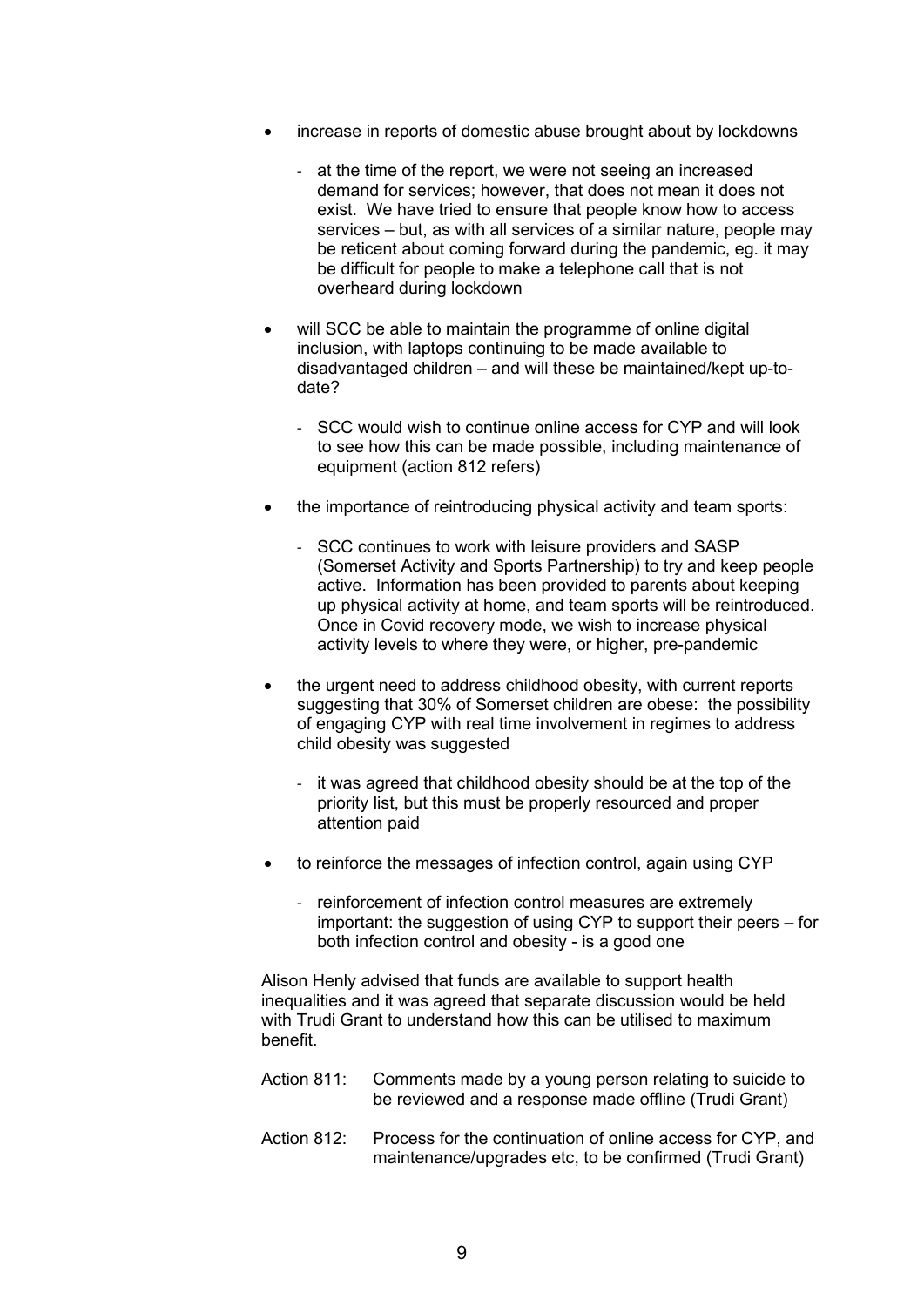- increase in reports of domestic abuse brought about by lockdowns
  - at the time of the report, we were not seeing an increased demand for services; however, that does not mean it does not exist. We have tried to ensure that people know how to access services – but, as with all services of a similar nature, people may be reticent about coming forward during the pandemic, eg. it may be difficult for people to make a telephone call that is not overheard during lockdown
- will SCC be able to maintain the programme of online digital inclusion, with laptops continuing to be made available to disadvantaged children – and will these be maintained/kept up-to-date?
  - SCC would wish to continue online access for CYP and will look to see how this can be made possible, including maintenance of equipment (action 812 refers)
- the importance of reintroducing physical activity and team sports:
  - SCC continues to work with leisure providers and SASP (Somerset Activity and Sports Partnership) to try and keep people active. Information has been provided to parents about keeping up physical activity at home, and team sports will be reintroduced. Once in Covid recovery mode, we wish to increase physical activity levels to where they were, or higher, pre-pandemic
- the urgent need to address childhood obesity, with current reports suggesting that 30% of Somerset children are obese: the possibility of engaging CYP with real time involvement in regimes to address child obesity was suggested
  - it was agreed that childhood obesity should be at the top of the priority list, but this must be properly resourced and proper attention paid
- to reinforce the messages of infection control, again using CYP
  - reinforcement of infection control measures are extremely important: the suggestion of using CYP to support their peers – for both infection control and obesity - is a good one

Alison Henly advised that funds are available to support health inequalities and it was agreed that separate discussion would be held with Trudi Grant to understand how this can be utilised to maximum benefit.

Action 811: Comments made by a young person relating to suicide to be reviewed and a response made offline (Trudi Grant)

Action 812: Process for the continuation of online access for CYP, and maintenance/upgrades etc, to be confirmed (Trudi Grant)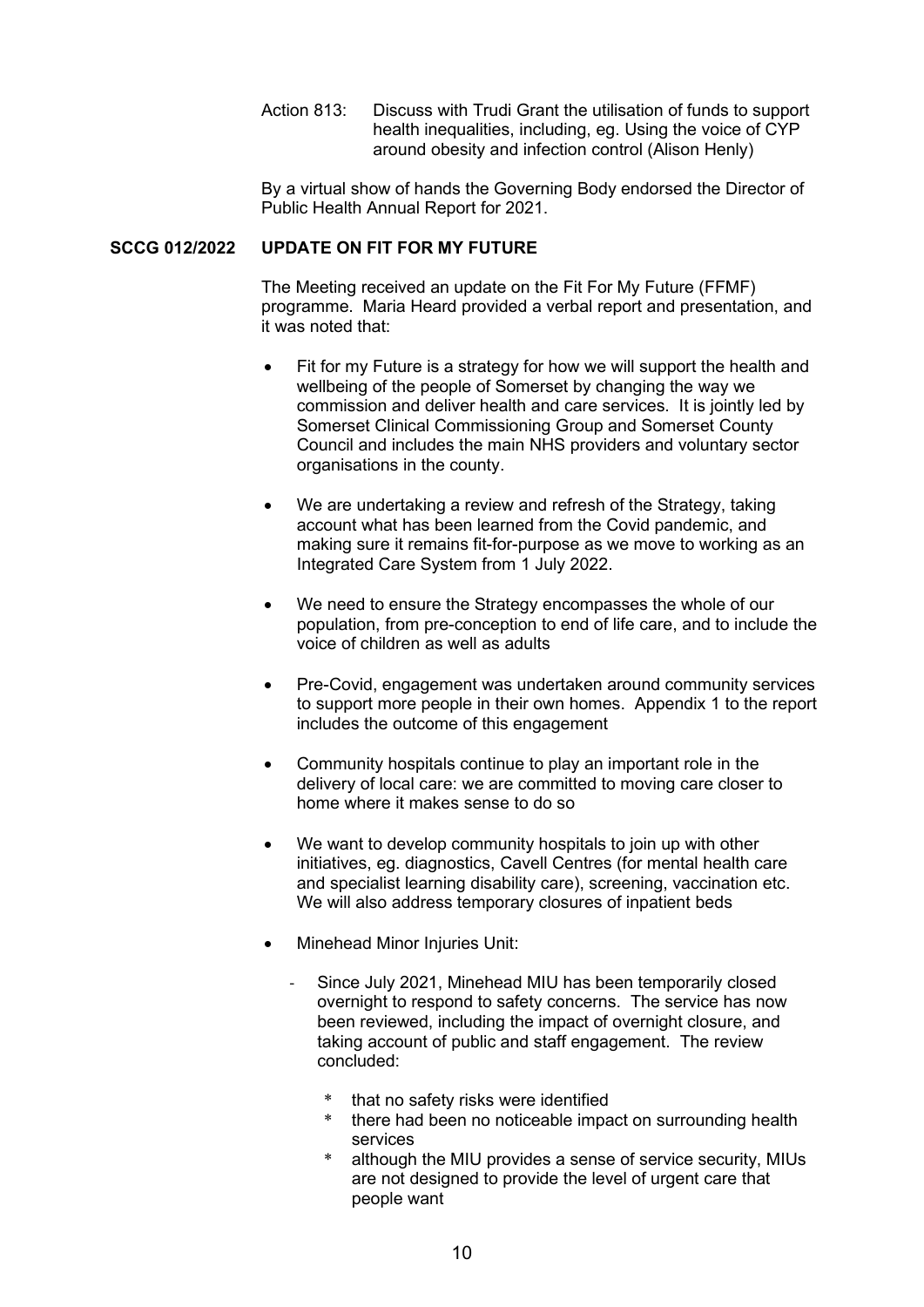Action 813: Discuss with Trudi Grant the utilisation of funds to support health inequalities, including, eg. Using the voice of CYP around obesity and infection control (Alison Henly)

By a virtual show of hands the Governing Body endorsed the Director of Public Health Annual Report for 2021.

**SCCG 012/2022 UPDATE ON FIT FOR MY FUTURE**

The Meeting received an update on the Fit For My Future (FFMF) programme. Maria Heard provided a verbal report and presentation, and it was noted that:

- Fit for my Future is a strategy for how we will support the health and wellbeing of the people of Somerset by changing the way we commission and deliver health and care services. It is jointly led by Somerset Clinical Commissioning Group and Somerset County Council and includes the main NHS providers and voluntary sector organisations in the county.
- We are undertaking a review and refresh of the Strategy, taking account what has been learned from the Covid pandemic, and making sure it remains fit-for-purpose as we move to working as an Integrated Care System from 1 July 2022.
- We need to ensure the Strategy encompasses the whole of our population, from pre-conception to end of life care, and to include the voice of children as well as adults
- Pre-Covid, engagement was undertaken around community services to support more people in their own homes. Appendix 1 to the report includes the outcome of this engagement
- Community hospitals continue to play an important role in the delivery of local care: we are committed to moving care closer to home where it makes sense to do so
- We want to develop community hospitals to join up with other initiatives, eg. diagnostics, Cavell Centres (for mental health care and specialist learning disability care), screening, vaccination etc. We will also address temporary closures of inpatient beds
- Minehead Minor Injuries Unit:
  - Since July 2021, Minehead MIU has been temporarily closed overnight to respond to safety concerns. The service has now been reviewed, including the impact of overnight closure, and taking account of public and staff engagement. The review concluded:
    - that no safety risks were identified
    - there had been no noticeable impact on surrounding health services
    - although the MIU provides a sense of service security, MIUs are not designed to provide the level of urgent care that people want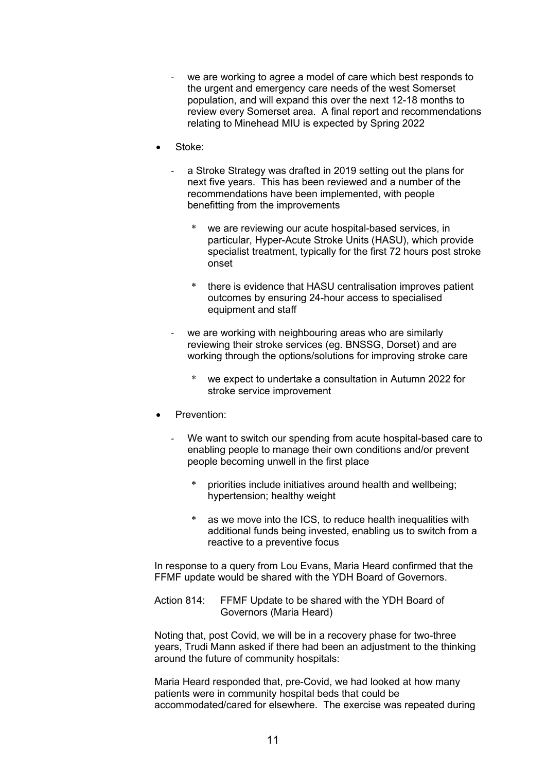- we are working to agree a model of care which best responds to the urgent and emergency care needs of the west Somerset population, and will expand this over the next 12-18 months to review every Somerset area. A final report and recommendations relating to Minehead MIU is expected by Spring 2022

- Stoke:

  - a Stroke Strategy was drafted in 2019 setting out the plans for next five years. This has been reviewed and a number of the recommendations have been implemented, with people benefitting from the improvements

    - we are reviewing our acute hospital-based services, in particular, Hyper-Acute Stroke Units (HASU), which provide specialist treatment, typically for the first 72 hours post stroke onset

    - there is evidence that HASU centralisation improves patient outcomes by ensuring 24-hour access to specialised equipment and staff

  - we are working with neighbouring areas who are similarly reviewing their stroke services (eg. BNSSG, Dorset) and are working through the options/solutions for improving stroke care

    - we expect to undertake a consultation in Autumn 2022 for stroke service improvement

- Prevention:

  - We want to switch our spending from acute hospital-based care to enabling people to manage their own conditions and/or prevent people becoming unwell in the first place

    - priorities include initiatives around health and wellbeing; hypertension; healthy weight

    - as we move into the ICS, to reduce health inequalities with additional funds being invested, enabling us to switch from a reactive to a preventive focus

In response to a query from Lou Evans, Maria Heard confirmed that the FFMF update would be shared with the YDH Board of Governors.

Action 814: FFMF Update to be shared with the YDH Board of Governors (Maria Heard)

Noting that, post Covid, we will be in a recovery phase for two-three years, Trudi Mann asked if there had been an adjustment to the thinking around the future of community hospitals:

Maria Heard responded that, pre-Covid, we had looked at how many patients were in community hospital beds that could be accommodated/cared for elsewhere. The exercise was repeated during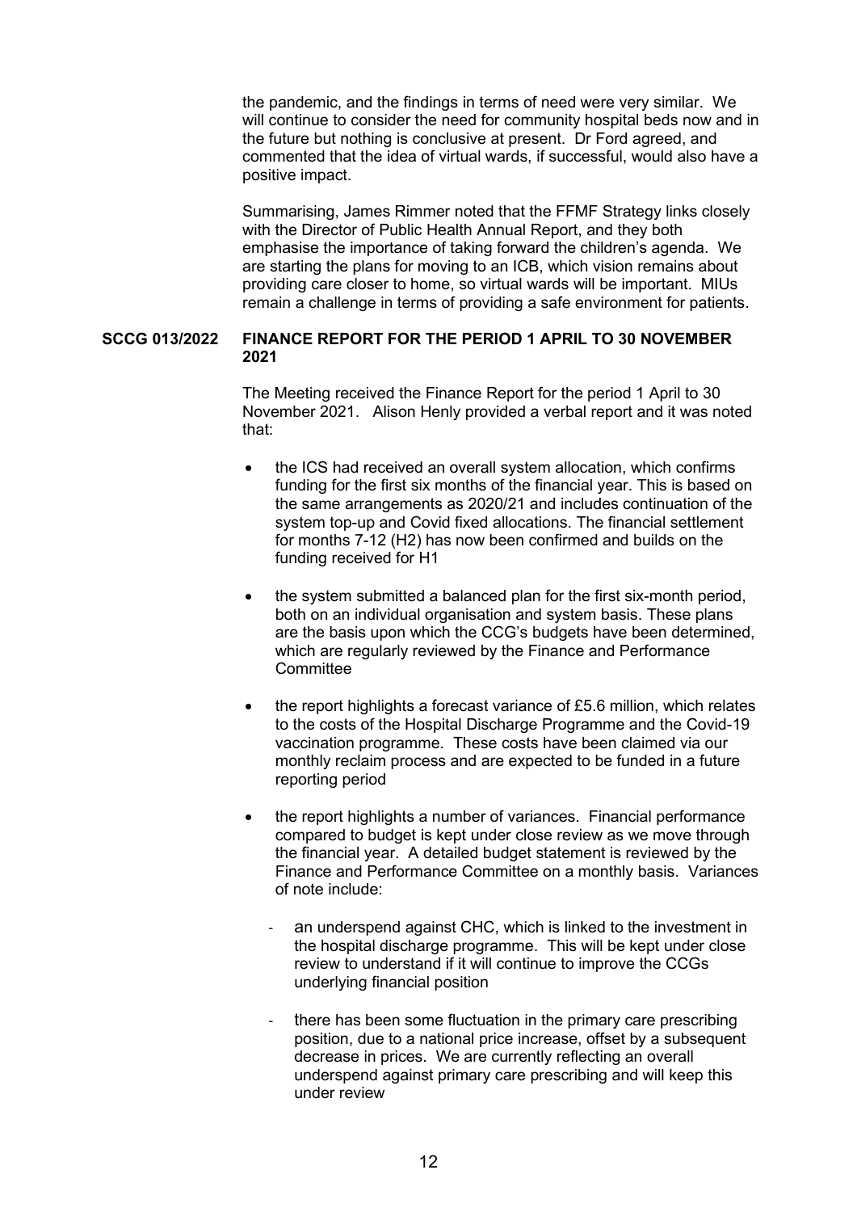the pandemic, and the findings in terms of need were very similar. We will continue to consider the need for community hospital beds now and in the future but nothing is conclusive at present. Dr Ford agreed, and commented that the idea of virtual wards, if successful, would also have a positive impact.

Summarising, James Rimmer noted that the FFMF Strategy links closely with the Director of Public Health Annual Report, and they both emphasise the importance of taking forward the children's agenda. We are starting the plans for moving to an ICB, which vision remains about providing care closer to home, so virtual wards will be important. MIUs remain a challenge in terms of providing a safe environment for patients.

**SCCG 013/2022 FINANCE REPORT FOR THE PERIOD 1 APRIL TO 30 NOVEMBER 2021**

The Meeting received the Finance Report for the period 1 April to 30 November 2021. Alison Henly provided a verbal report and it was noted that:

- the ICS had received an overall system allocation, which confirms funding for the first six months of the financial year. This is based on the same arrangements as 2020/21 and includes continuation of the system top-up and Covid fixed allocations. The financial settlement for months 7-12 (H2) has now been confirmed and builds on the funding received for H1

- the system submitted a balanced plan for the first six-month period, both on an individual organisation and system basis. These plans are the basis upon which the CCG's budgets have been determined, which are regularly reviewed by the Finance and Performance Committee

- the report highlights a forecast variance of £5.6 million, which relates to the costs of the Hospital Discharge Programme and the Covid-19 vaccination programme. These costs have been claimed via our monthly reclaim process and are expected to be funded in a future reporting period

- the report highlights a number of variances. Financial performance compared to budget is kept under close review as we move through the financial year. A detailed budget statement is reviewed by the Finance and Performance Committee on a monthly basis. Variances of note include:

  - an underspend against CHC, which is linked to the investment in the hospital discharge programme. This will be kept under close review to understand if it will continue to improve the CCGs underlying financial position

  - there has been some fluctuation in the primary care prescribing position, due to a national price increase, offset by a subsequent decrease in prices. We are currently reflecting an overall underspend against primary care prescribing and will keep this under review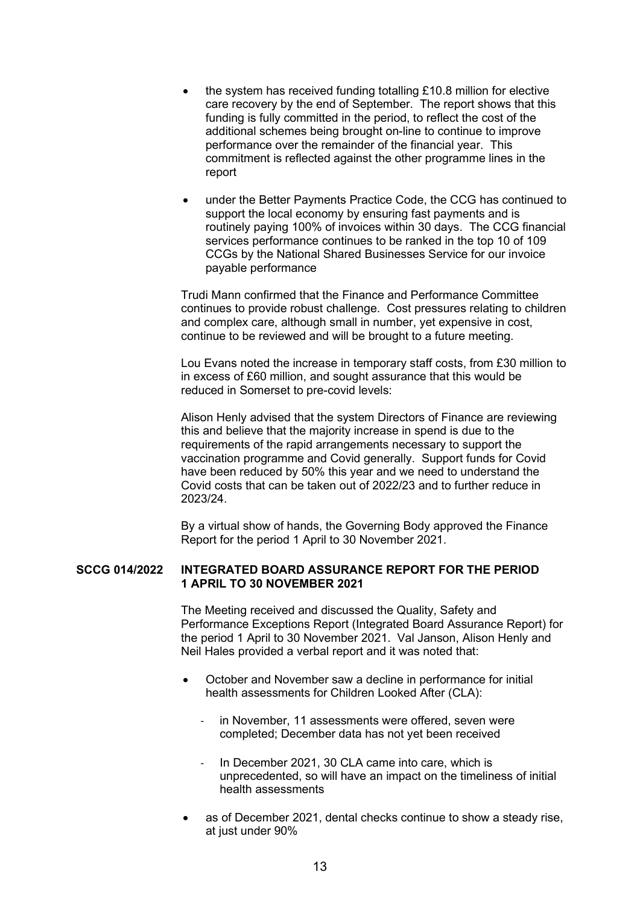- the system has received funding totalling £10.8 million for elective care recovery by the end of September. The report shows that this funding is fully committed in the period, to reflect the cost of the additional schemes being brought on-line to continue to improve performance over the remainder of the financial year. This commitment is reflected against the other programme lines in the report

- under the Better Payments Practice Code, the CCG has continued to support the local economy by ensuring fast payments and is routinely paying 100% of invoices within 30 days. The CCG financial services performance continues to be ranked in the top 10 of 109 CCGs by the National Shared Businesses Service for our invoice payable performance

Trudi Mann confirmed that the Finance and Performance Committee continues to provide robust challenge. Cost pressures relating to children and complex care, although small in number, yet expensive in cost, continue to be reviewed and will be brought to a future meeting.

Lou Evans noted the increase in temporary staff costs, from £30 million to in excess of £60 million, and sought assurance that this would be reduced in Somerset to pre-covid levels:

Alison Henly advised that the system Directors of Finance are reviewing this and believe that the majority increase in spend is due to the requirements of the rapid arrangements necessary to support the vaccination programme and Covid generally. Support funds for Covid have been reduced by 50% this year and we need to understand the Covid costs that can be taken out of 2022/23 and to further reduce in 2023/24.

By a virtual show of hands, the Governing Body approved the Finance Report for the period 1 April to 30 November 2021.

**SCCG 014/2022 INTEGRATED BOARD ASSURANCE REPORT FOR THE PERIOD 1 APRIL TO 30 NOVEMBER 2021**

The Meeting received and discussed the Quality, Safety and Performance Exceptions Report (Integrated Board Assurance Report) for the period 1 April to 30 November 2021. Val Janson, Alison Henly and Neil Hales provided a verbal report and it was noted that:

- October and November saw a decline in performance for initial health assessments for Children Looked After (CLA):
  - in November, 11 assessments were offered, seven were completed; December data has not yet been received
  - In December 2021, 30 CLA came into care, which is unprecedented, so will have an impact on the timeliness of initial health assessments

- as of December 2021, dental checks continue to show a steady rise, at just under 90%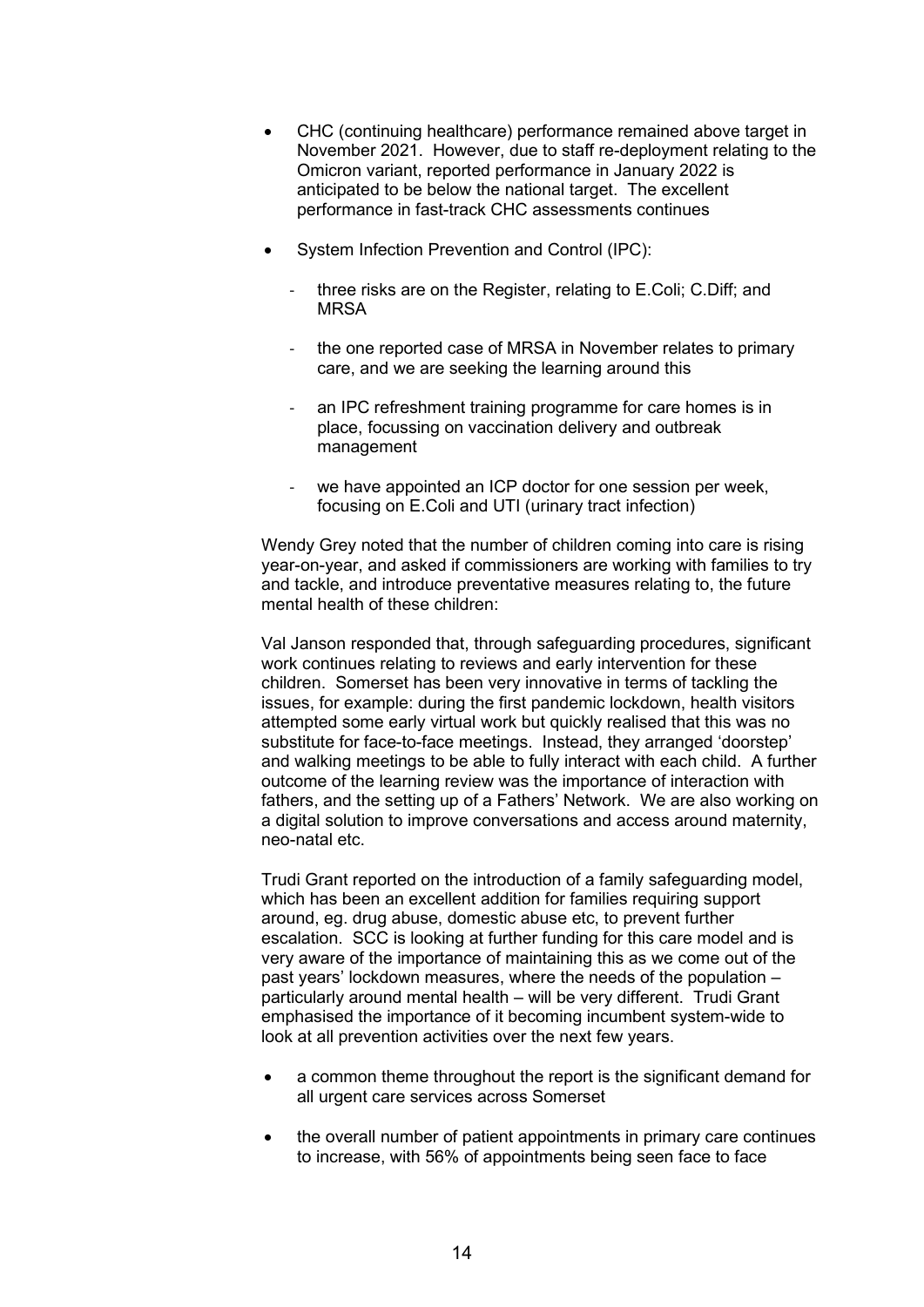- CHC (continuing healthcare) performance remained above target in November 2021. However, due to staff re-deployment relating to the Omicron variant, reported performance in January 2022 is anticipated to be below the national target. The excellent performance in fast-track CHC assessments continues

- System Infection Prevention and Control (IPC):

  - three risks are on the Register, relating to E.Coli; C.Diff; and MRSA

  - the one reported case of MRSA in November relates to primary care, and we are seeking the learning around this

  - an IPC refreshment training programme for care homes is in place, focussing on vaccination delivery and outbreak management

  - we have appointed an ICP doctor for one session per week, focusing on E.Coli and UTI (urinary tract infection)

Wendy Grey noted that the number of children coming into care is rising year-on-year, and asked if commissioners are working with families to try and tackle, and introduce preventative measures relating to, the future mental health of these children:

Val Janson responded that, through safeguarding procedures, significant work continues relating to reviews and early intervention for these children. Somerset has been very innovative in terms of tackling the issues, for example: during the first pandemic lockdown, health visitors attempted some early virtual work but quickly realised that this was no substitute for face-to-face meetings. Instead, they arranged 'doorstep' and walking meetings to be able to fully interact with each child. A further outcome of the learning review was the importance of interaction with fathers, and the setting up of a Fathers' Network. We are also working on a digital solution to improve conversations and access around maternity, neo-natal etc.

Trudi Grant reported on the introduction of a family safeguarding model, which has been an excellent addition for families requiring support around, eg. drug abuse, domestic abuse etc, to prevent further escalation. SCC is looking at further funding for this care model and is very aware of the importance of maintaining this as we come out of the past years' lockdown measures, where the needs of the population – particularly around mental health – will be very different. Trudi Grant emphasised the importance of it becoming incumbent system-wide to look at all prevention activities over the next few years.

- a common theme throughout the report is the significant demand for all urgent care services across Somerset

- the overall number of patient appointments in primary care continues to increase, with 56% of appointments being seen face to face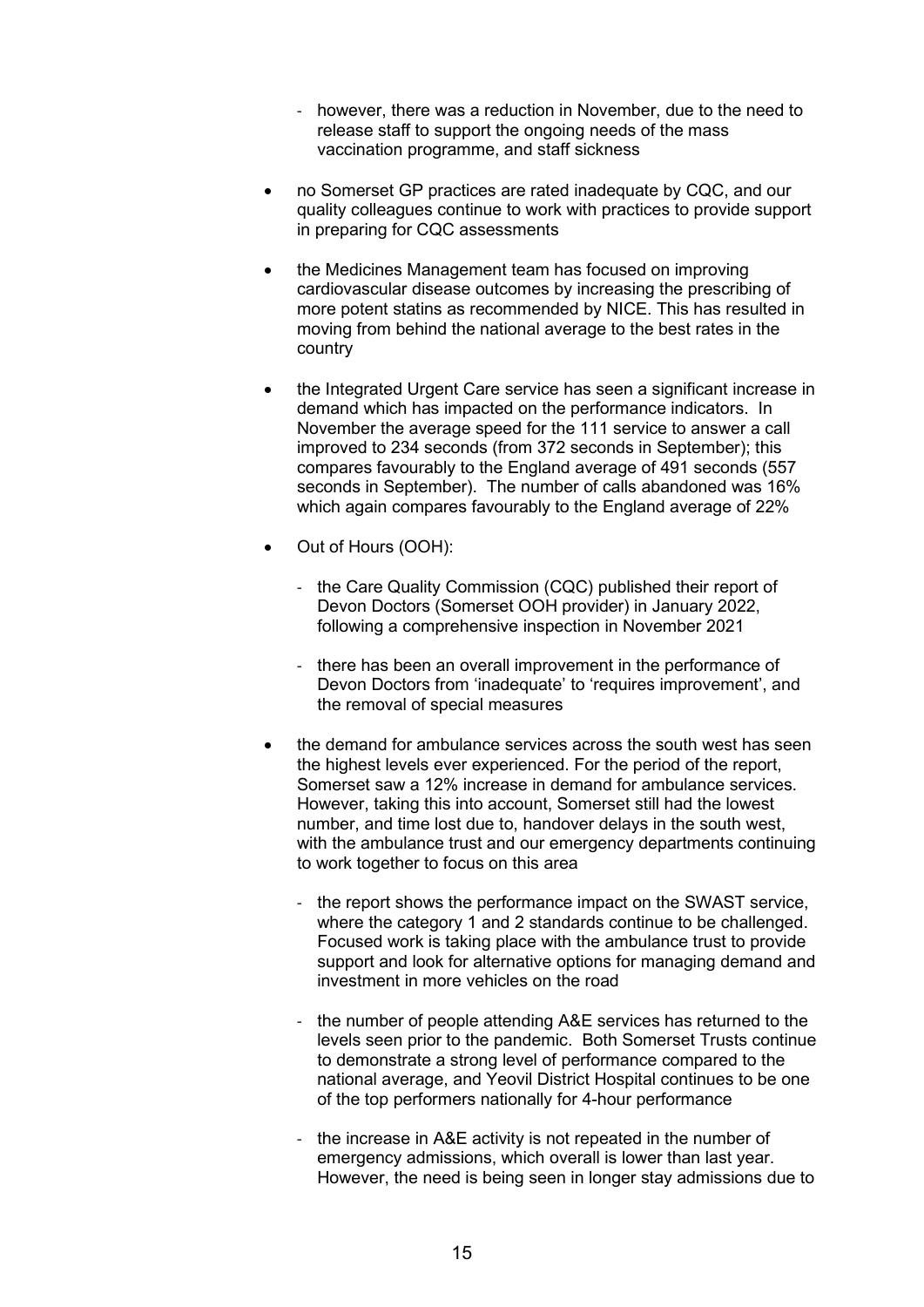- however, there was a reduction in November, due to the need to release staff to support the ongoing needs of the mass vaccination programme, and staff sickness

- no Somerset GP practices are rated inadequate by CQC, and our quality colleagues continue to work with practices to provide support in preparing for CQC assessments

- the Medicines Management team has focused on improving cardiovascular disease outcomes by increasing the prescribing of more potent statins as recommended by NICE. This has resulted in moving from behind the national average to the best rates in the country

- the Integrated Urgent Care service has seen a significant increase in demand which has impacted on the performance indicators. In November the average speed for the 111 service to answer a call improved to 234 seconds (from 372 seconds in September); this compares favourably to the England average of 491 seconds (557 seconds in September). The number of calls abandoned was 16% which again compares favourably to the England average of 22%

- Out of Hours (OOH):

  - the Care Quality Commission (CQC) published their report of Devon Doctors (Somerset OOH provider) in January 2022, following a comprehensive inspection in November 2021

  - there has been an overall improvement in the performance of Devon Doctors from 'inadequate' to 'requires improvement', and the removal of special measures

- the demand for ambulance services across the south west has seen the highest levels ever experienced. For the period of the report, Somerset saw a 12% increase in demand for ambulance services. However, taking this into account, Somerset still had the lowest number, and time lost due to, handover delays in the south west, with the ambulance trust and our emergency departments continuing to work together to focus on this area

  - the report shows the performance impact on the SWAST service, where the category 1 and 2 standards continue to be challenged. Focused work is taking place with the ambulance trust to provide support and look for alternative options for managing demand and investment in more vehicles on the road

  - the number of people attending A&E services has returned to the levels seen prior to the pandemic. Both Somerset Trusts continue to demonstrate a strong level of performance compared to the national average, and Yeovil District Hospital continues to be one of the top performers nationally for 4-hour performance

  - the increase in A&E activity is not repeated in the number of emergency admissions, which overall is lower than last year. However, the need is being seen in longer stay admissions due to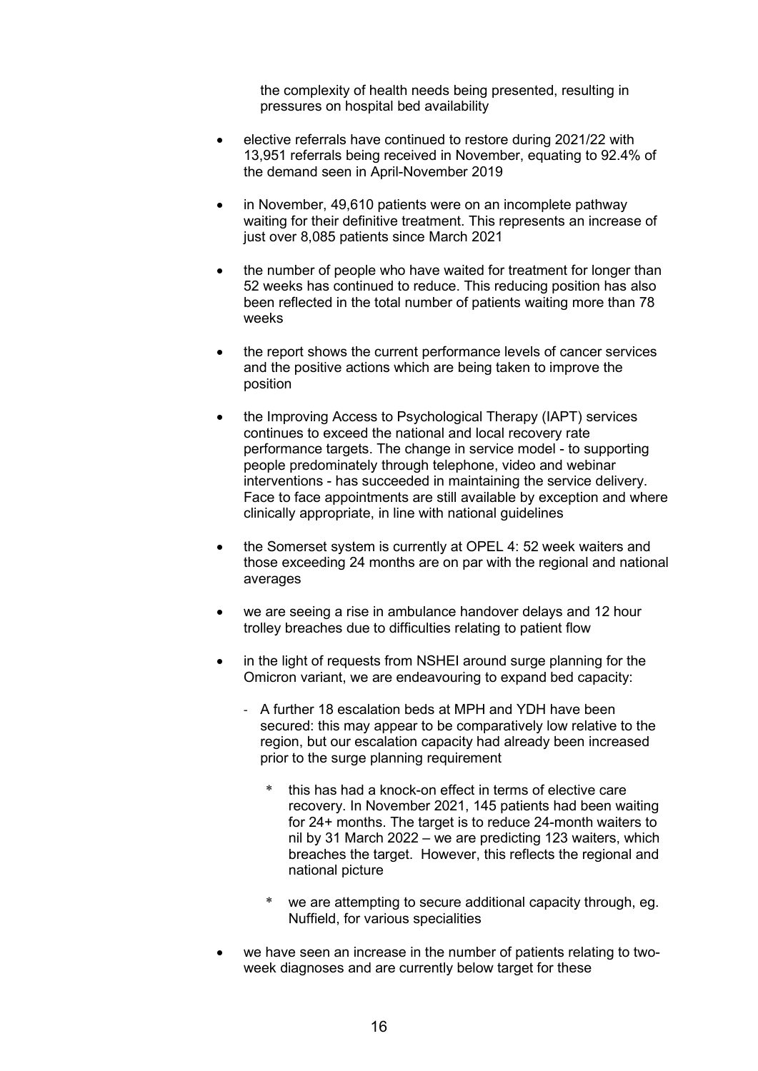the complexity of health needs being presented, resulting in pressures on hospital bed availability

- elective referrals have continued to restore during 2021/22 with 13,951 referrals being received in November, equating to 92.4% of the demand seen in April-November 2019

- in November, 49,610 patients were on an incomplete pathway waiting for their definitive treatment. This represents an increase of just over 8,085 patients since March 2021

- the number of people who have waited for treatment for longer than 52 weeks has continued to reduce. This reducing position has also been reflected in the total number of patients waiting more than 78 weeks

- the report shows the current performance levels of cancer services and the positive actions which are being taken to improve the position

- the Improving Access to Psychological Therapy (IAPT) services continues to exceed the national and local recovery rate performance targets. The change in service model - to supporting people predominately through telephone, video and webinar interventions - has succeeded in maintaining the service delivery. Face to face appointments are still available by exception and where clinically appropriate, in line with national guidelines

- the Somerset system is currently at OPEL 4: 52 week waiters and those exceeding 24 months are on par with the regional and national averages

- we are seeing a rise in ambulance handover delays and 12 hour trolley breaches due to difficulties relating to patient flow

- in the light of requests from NSHEI around surge planning for the Omicron variant, we are endeavouring to expand bed capacity:
    - A further 18 escalation beds at MPH and YDH have been secured: this may appear to be comparatively low relative to the region, but our escalation capacity had already been increased prior to the surge planning requirement
        - this has had a knock-on effect in terms of elective care recovery. In November 2021, 145 patients had been waiting for 24+ months. The target is to reduce 24-month waiters to nil by 31 March 2022 – we are predicting 123 waiters, which breaches the target. However, this reflects the regional and national picture
        - we are attempting to secure additional capacity through, eg. Nuffield, for various specialities

- we have seen an increase in the number of patients relating to two-week diagnoses and are currently below target for these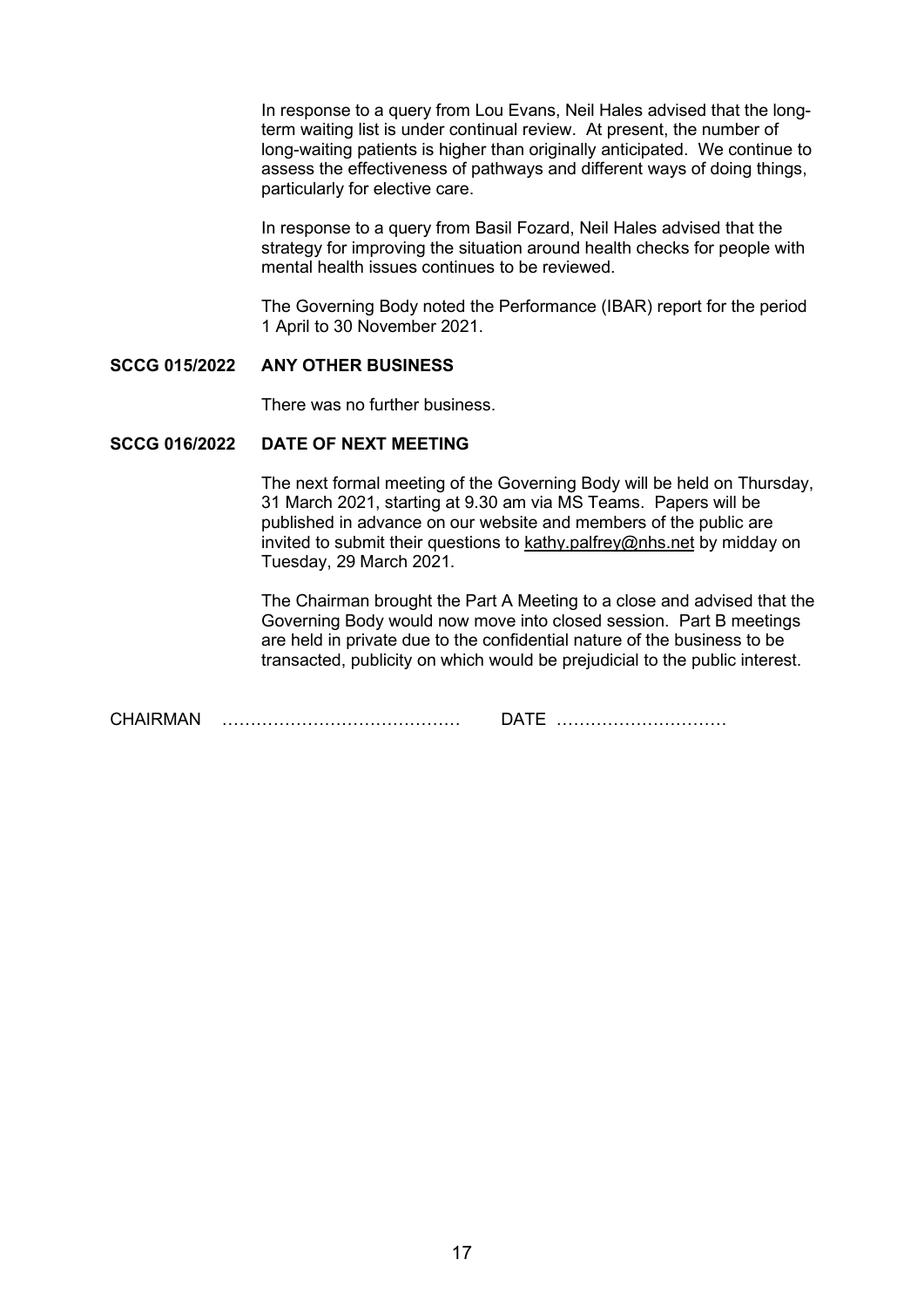In response to a query from Lou Evans, Neil Hales advised that the long-term waiting list is under continual review. At present, the number of long-waiting patients is higher than originally anticipated. We continue to assess the effectiveness of pathways and different ways of doing things, particularly for elective care.

In response to a query from Basil Fozard, Neil Hales advised that the strategy for improving the situation around health checks for people with mental health issues continues to be reviewed.

The Governing Body noted the Performance (IBAR) report for the period 1 April to 30 November 2021.

**SCCG 015/2022 ANY OTHER BUSINESS**

There was no further business.

**SCCG 016/2022 DATE OF NEXT MEETING**

The next formal meeting of the Governing Body will be held on Thursday, 31 March 2021, starting at 9.30 am via MS Teams. Papers will be published in advance on our website and members of the public are invited to submit their questions to kathy.palfrey@nhs.net by midday on Tuesday, 29 March 2021.

The Chairman brought the Part A Meeting to a close and advised that the Governing Body would now move into closed session. Part B meetings are held in private due to the confidential nature of the business to be transacted, publicity on which would be prejudicial to the public interest.

CHAIRMAN …………………………………… DATE …………………………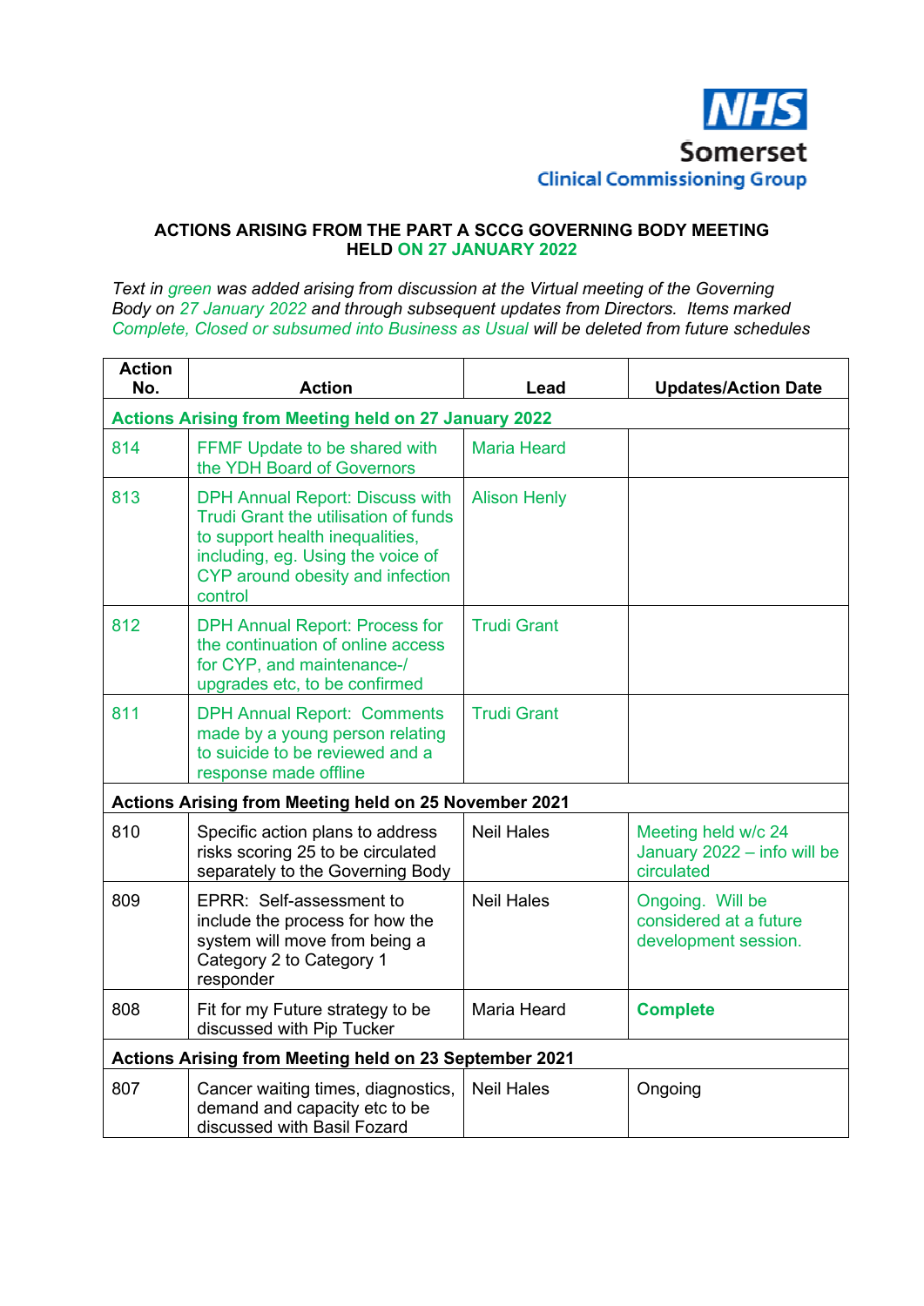NHS Somerset Clinical Commissioning Group

**ACTIONS ARISING FROM THE PART A SCCG GOVERNING BODY MEETING HELD ON 27 JANUARY 2022**

*Text in green was added arising from discussion at the Virtual meeting of the Governing Body on 27 January 2022 and through subsequent updates from Directors. Items marked Complete, Closed or subsumed into Business as Usual will be deleted from future schedules*

| Action No. | Action | Lead | Updates/Action Date |
|---|---|---|---|
| **Actions Arising from Meeting held on 27 January 2022** | | | |
| 814 | FFMF Update to be shared with the YDH Board of Governors | Maria Heard | |
| 813 | DPH Annual Report: Discuss with Trudi Grant the utilisation of funds to support health inequalities, including, eg. Using the voice of CYP around obesity and infection control | Alison Henly | |
| 812 | DPH Annual Report: Process for the continuation of online access for CYP, and maintenance-/ upgrades etc, to be confirmed | Trudi Grant | |
| 811 | DPH Annual Report: Comments made by a young person relating to suicide to be reviewed and a response made offline | Trudi Grant | |
| **Actions Arising from Meeting held on 25 November 2021** | | | |
| 810 | Specific action plans to address risks scoring 25 to be circulated separately to the Governing Body | Neil Hales | Meeting held w/c 24 January 2022 – info will be circulated |
| 809 | EPRR: Self-assessment to include the process for how the system will move from being a Category 2 to Category 1 responder | Neil Hales | Ongoing. Will be considered at a future development session. |
| 808 | Fit for my Future strategy to be discussed with Pip Tucker | Maria Heard | **Complete** |
| **Actions Arising from Meeting held on 23 September 2021** | | | |
| 807 | Cancer waiting times, diagnostics, demand and capacity etc to be discussed with Basil Fozard | Neil Hales | Ongoing |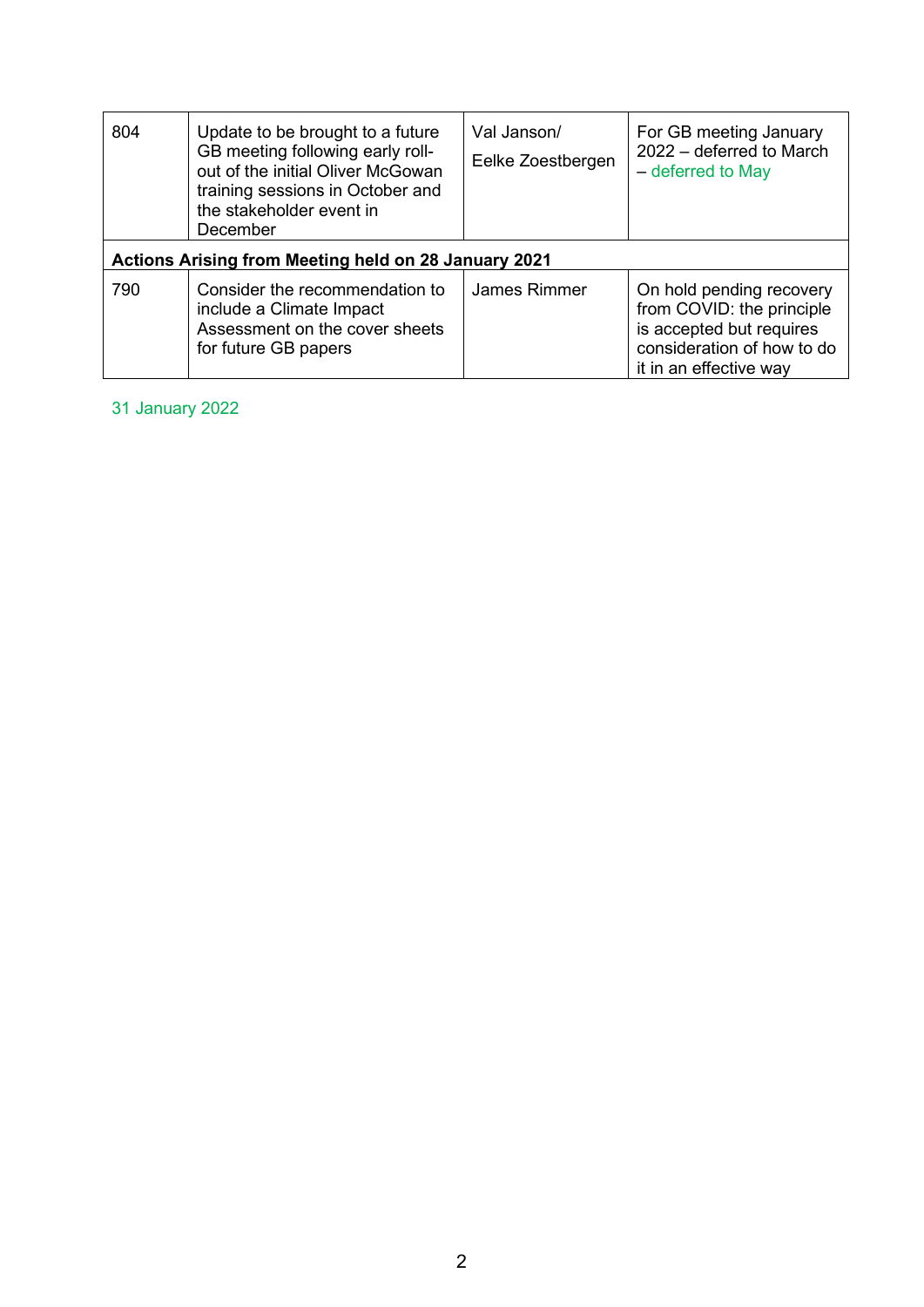| | | | |
|---|---|---|---|
| 804 | Update to be brought to a future GB meeting following early roll-out of the initial Oliver McGowan training sessions in October and the stakeholder event in December | Val Janson/ Eelke Zoestbergen | For GB meeting January 2022 – deferred to March – deferred to May |
| **Actions Arising from Meeting held on 28 January 2021** | | | |
| 790 | Consider the recommendation to include a Climate Impact Assessment on the cover sheets for future GB papers | James Rimmer | On hold pending recovery from COVID: the principle is accepted but requires consideration of how to do it in an effective way |

31 January 2022